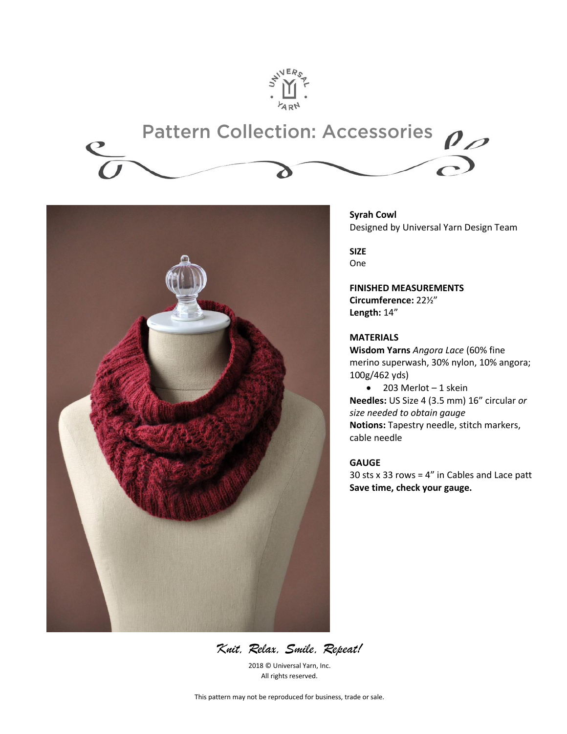# Pattern Collection: Accessories

**Syrah Cowl**
Designed by Universal Yarn Design Team

**SIZE**
One

**FINISHED MEASUREMENTS**
**Circumference:** 22½"
**Length:** 14"

**MATERIALS**
**Wisdom Yarns** *Angora Lace* (60% fine merino superwash, 30% nylon, 10% angora; 100g/462 yds)

- 203 Merlot – 1 skein

**Needles:** US Size 4 (3.5 mm) 16" circular *or size needed to obtain gauge*
**Notions:** Tapestry needle, stitch markers, cable needle

**GAUGE**
30 sts x 33 rows = 4" in Cables and Lace patt
**Save time, check your gauge.**

*Knit, Relax, Smile, Repeat!*

2018 © Universal Yarn, Inc.
All rights reserved.

This pattern may not be reproduced for business, trade or sale.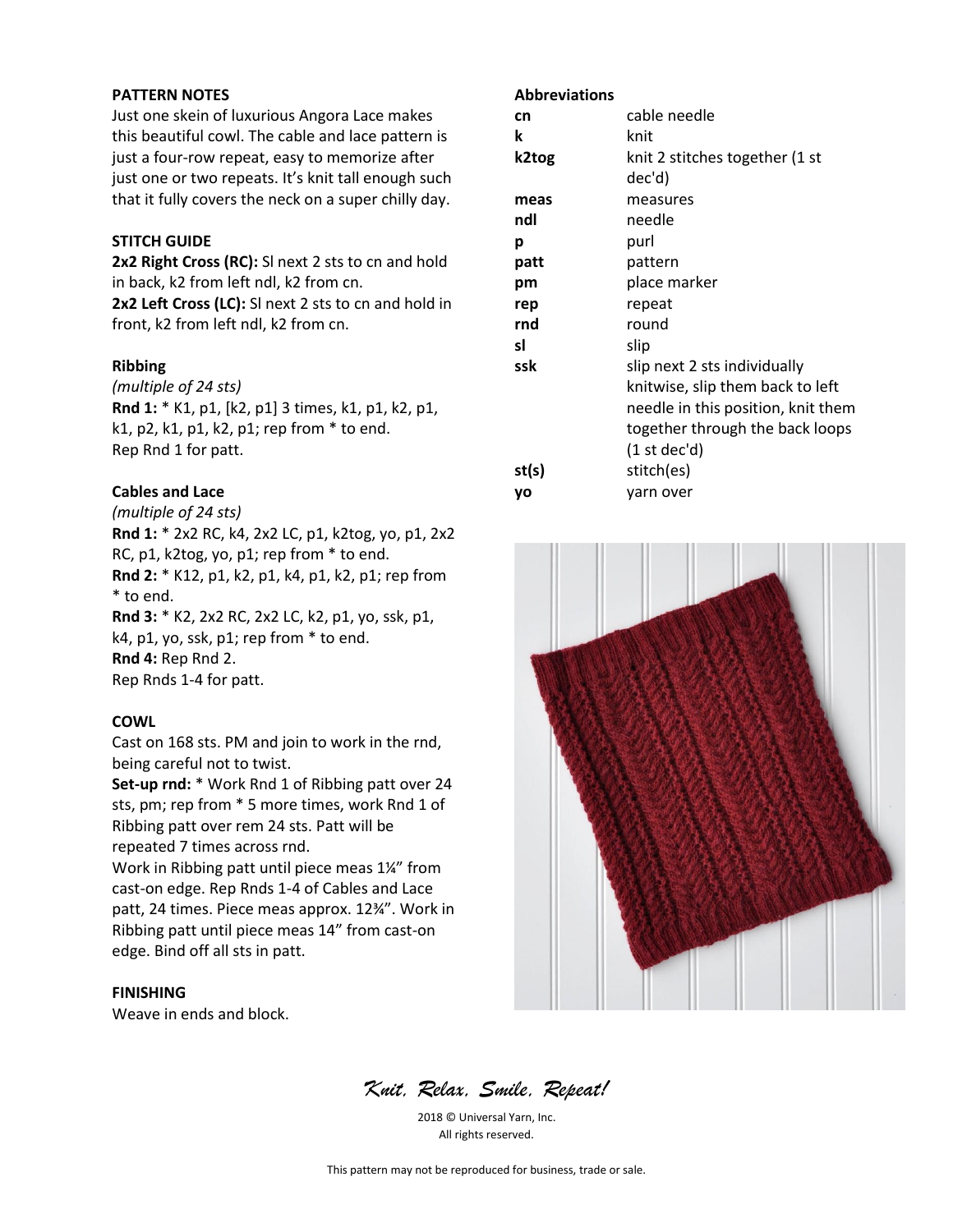**PATTERN NOTES**

Just one skein of luxurious Angora Lace makes this beautiful cowl. The cable and lace pattern is just a four-row repeat, easy to memorize after just one or two repeats. It's knit tall enough such that it fully covers the neck on a super chilly day.

**STITCH GUIDE**

**2x2 Right Cross (RC):** Sl next 2 sts to cn and hold in back, k2 from left ndl, k2 from cn.
**2x2 Left Cross (LC):** Sl next 2 sts to cn and hold in front, k2 from left ndl, k2 from cn.

**Ribbing**

*(multiple of 24 sts)*
**Rnd 1:** * K1, p1, [k2, p1] 3 times, k1, p1, k2, p1, k1, p2, k1, p1, k2, p1; rep from * to end.
Rep Rnd 1 for patt.

**Cables and Lace**

*(multiple of 24 sts)*
**Rnd 1:** * 2x2 RC, k4, 2x2 LC, p1, k2tog, yo, p1, 2x2 RC, p1, k2tog, yo, p1; rep from * to end.
**Rnd 2:** * K12, p1, k2, p1, k4, p1, k2, p1; rep from * to end.
**Rnd 3:** * K2, 2x2 RC, 2x2 LC, k2, p1, yo, ssk, p1, k4, p1, yo, ssk, p1; rep from * to end.
**Rnd 4:** Rep Rnd 2.
Rep Rnds 1-4 for patt.

**COWL**

Cast on 168 sts. PM and join to work in the rnd, being careful not to twist.
**Set-up rnd:** * Work Rnd 1 of Ribbing patt over 24 sts, pm; rep from * 5 more times, work Rnd 1 of Ribbing patt over rem 24 sts. Patt will be repeated 7 times across rnd.
Work in Ribbing patt until piece meas 1¼" from cast-on edge. Rep Rnds 1-4 of Cables and Lace patt, 24 times. Piece meas approx. 12¾". Work in Ribbing patt until piece meas 14" from cast-on edge. Bind off all sts in patt.

**FINISHING**

Weave in ends and block.

**Abbreviations**

| | |
|---|---|
| **cn** | cable needle |
| **k** | knit |
| **k2tog** | knit 2 stitches together (1 st dec'd) |
| **meas** | measures |
| **ndl** | needle |
| **p** | purl |
| **patt** | pattern |
| **pm** | place marker |
| **rep** | repeat |
| **rnd** | round |
| **sl** | slip |
| **ssk** | slip next 2 sts individually knitwise, slip them back to left needle in this position, knit them together through the back loops (1 st dec'd) |
| **st(s)** | stitch(es) |
| **yo** | yarn over |

*Knit, Relax, Smile, Repeat!*

2018 © Universal Yarn, Inc.
All rights reserved.

This pattern may not be reproduced for business, trade or sale.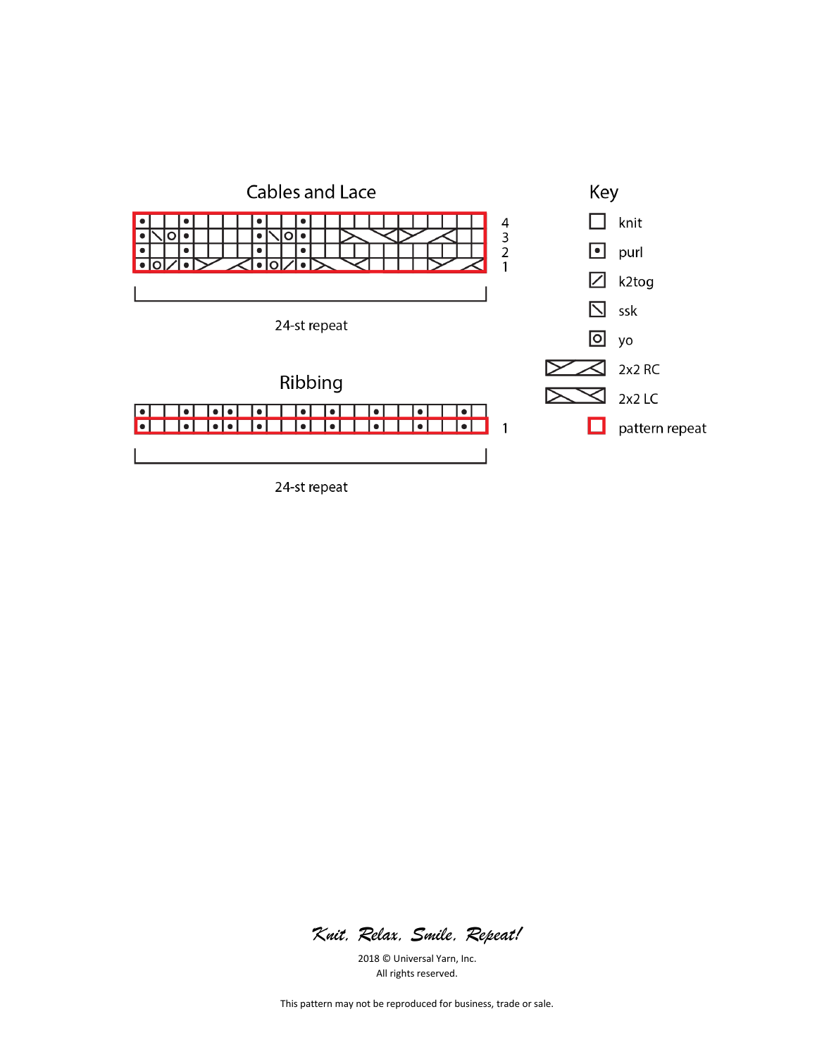## Cables and Lace

4
3
2
1

24-st repeat

## Ribbing

1

24-st repeat

## Key

knit

purl

k2tog

ssk

yo

2x2 RC

2x2 LC

pattern repeat

*Knit. Relax. Smile. Repeat!*

2018 © Universal Yarn, Inc.
All rights reserved.

This pattern may not be reproduced for business, trade or sale.